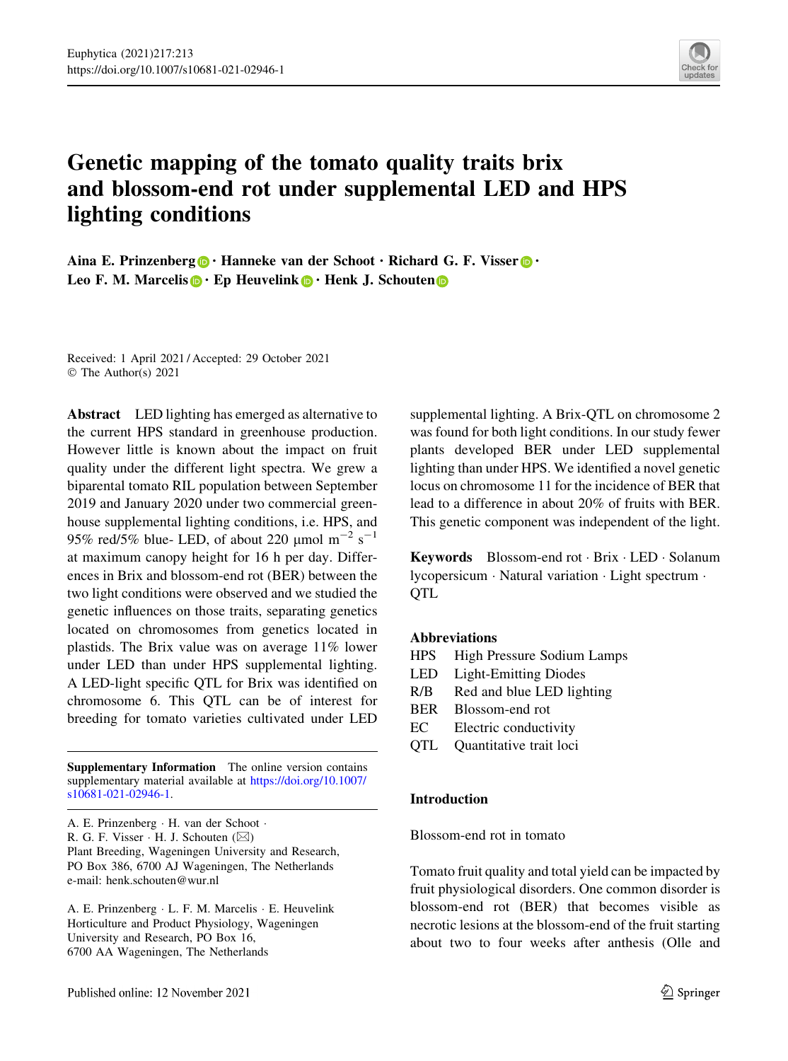# Genetic mapping of the tomato quality traits brix and blossom-end rot under supplemental LED and HPS lighting conditions

**Aina E. Prinzenberg · Hanneke van der Schoot · Richard G. F. Visser · Leo F. M. Marcelis · Ep Heuvelink · Henk J. Schouten**

Received: 1 April 2021 / Accepted: 29 October 2021
© The Author(s) 2021

**Abstract** LED lighting has emerged as alternative to the current HPS standard in greenhouse production. However little is known about the impact on fruit quality under the different light spectra. We grew a biparental tomato RIL population between September 2019 and January 2020 under two commercial greenhouse supplemental lighting conditions, i.e. HPS, and 95% red/5% blue- LED, of about 220 µmol $m^{-2}$ $s^{-1}$ at maximum canopy height for 16 h per day. Differences in Brix and blossom-end rot (BER) between the two light conditions were observed and we studied the genetic influences on those traits, separating genetics located on chromosomes from genetics located in plastids. The Brix value was on average 11% lower under LED than under HPS supplemental lighting. A LED-light specific QTL for Brix was identified on chromosome 6. This QTL can be of interest for breeding for tomato varieties cultivated under LED supplemental lighting. A Brix-QTL on chromosome 2 was found for both light conditions. In our study fewer plants developed BER under LED supplemental lighting than under HPS. We identified a novel genetic locus on chromosome 11 for the incidence of BER that lead to a difference in about 20% of fruits with BER. This genetic component was independent of the light.

**Keywords** Blossom-end rot · Brix · LED · Solanum lycopersicum · Natural variation · Light spectrum · QTL

**Abbreviations**

| | |
|---|---|
| HPS | High Pressure Sodium Lamps |
| LED | Light-Emitting Diodes |
| R/B | Red and blue LED lighting |
| BER | Blossom-end rot |
| EC | Electric conductivity |
| QTL | Quantitative trait loci |

**Supplementary Information** The online version contains supplementary material available at https://doi.org/10.1007/s10681-021-02946-1.

A. E. Prinzenberg · H. van der Schoot · R. G. F. Visser · H. J. Schouten (✉)
Plant Breeding, Wageningen University and Research, PO Box 386, 6700 AJ Wageningen, The Netherlands
e-mail: henk.schouten@wur.nl

A. E. Prinzenberg · L. F. M. Marcelis · E. Heuvelink
Horticulture and Product Physiology, Wageningen University and Research, PO Box 16, 6700 AA Wageningen, The Netherlands

## Introduction

### Blossom-end rot in tomato

Tomato fruit quality and total yield can be impacted by fruit physiological disorders. One common disorder is blossom-end rot (BER) that becomes visible as necrotic lesions at the blossom-end of the fruit starting about two to four weeks after anthesis (Olle and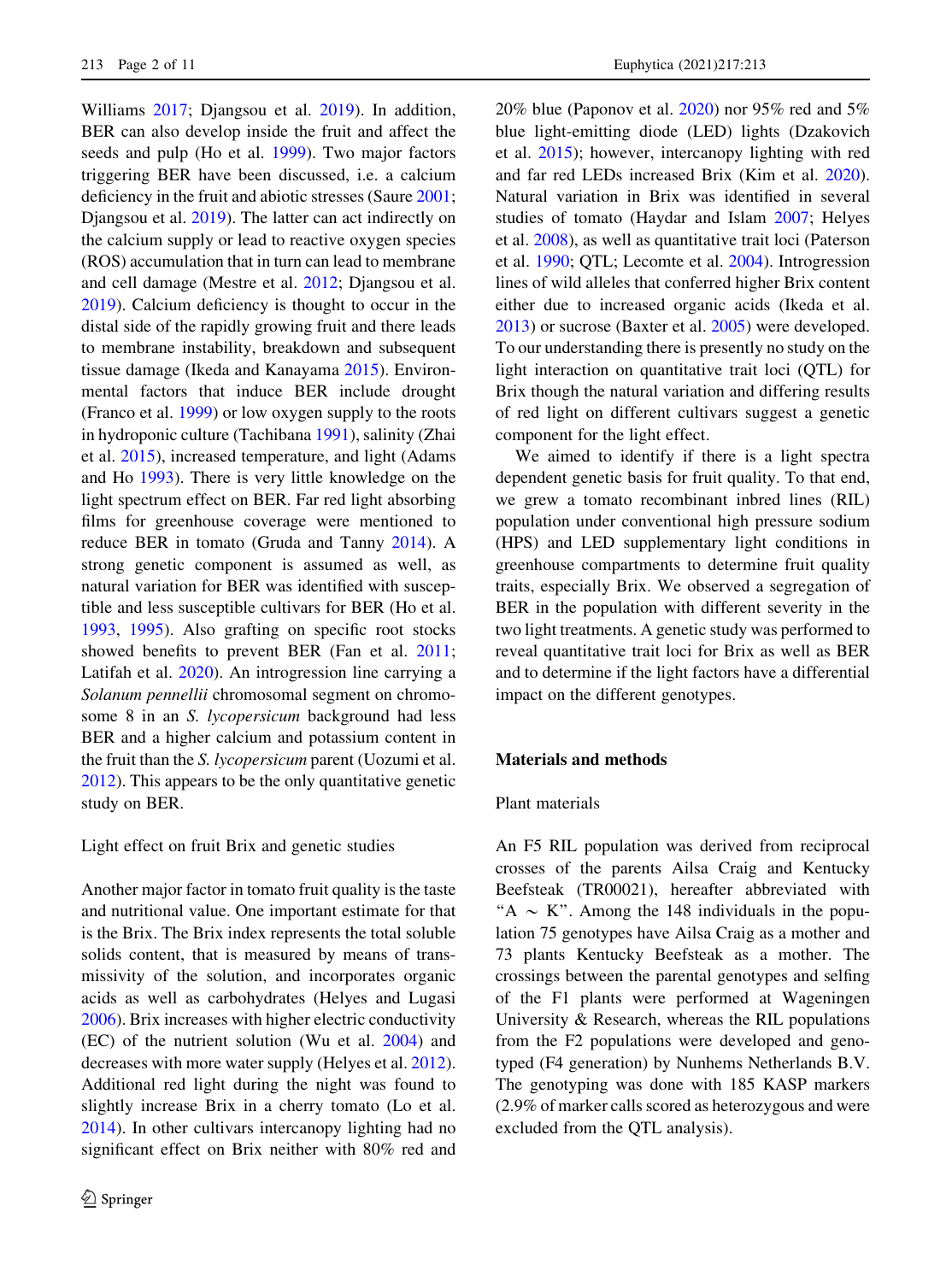Williams 2017; Djangsou et al. 2019). In addition, BER can also develop inside the fruit and affect the seeds and pulp (Ho et al. 1999). Two major factors triggering BER have been discussed, i.e. a calcium deficiency in the fruit and abiotic stresses (Saure 2001; Djangsou et al. 2019). The latter can act indirectly on the calcium supply or lead to reactive oxygen species (ROS) accumulation that in turn can lead to membrane and cell damage (Mestre et al. 2012; Djangsou et al. 2019). Calcium deficiency is thought to occur in the distal side of the rapidly growing fruit and there leads to membrane instability, breakdown and subsequent tissue damage (Ikeda and Kanayama 2015). Environmental factors that induce BER include drought (Franco et al. 1999) or low oxygen supply to the roots in hydroponic culture (Tachibana 1991), salinity (Zhai et al. 2015), increased temperature, and light (Adams and Ho 1993). There is very little knowledge on the light spectrum effect on BER. Far red light absorbing films for greenhouse coverage were mentioned to reduce BER in tomato (Gruda and Tanny 2014). A strong genetic component is assumed as well, as natural variation for BER was identified with susceptible and less susceptible cultivars for BER (Ho et al. 1993, 1995). Also grafting on specific root stocks showed benefits to prevent BER (Fan et al. 2011; Latifah et al. 2020). An introgression line carrying a *Solanum pennellii* chromosomal segment on chromosome 8 in an *S. lycopersicum* background had less BER and a higher calcium and potassium content in the fruit than the *S. lycopersicum* parent (Uozumi et al. 2012). This appears to be the only quantitative genetic study on BER.

### Light effect on fruit Brix and genetic studies

Another major factor in tomato fruit quality is the taste and nutritional value. One important estimate for that is the Brix. The Brix index represents the total soluble solids content, that is measured by means of transmissivity of the solution, and incorporates organic acids as well as carbohydrates (Helyes and Lugasi 2006). Brix increases with higher electric conductivity (EC) of the nutrient solution (Wu et al. 2004) and decreases with more water supply (Helyes et al. 2012). Additional red light during the night was found to slightly increase Brix in a cherry tomato (Lo et al. 2014). In other cultivars intercanopy lighting had no significant effect on Brix neither with 80% red and 20% blue (Paponov et al. 2020) nor 95% red and 5% blue light-emitting diode (LED) lights (Dzakovich et al. 2015); however, intercanopy lighting with red and far red LEDs increased Brix (Kim et al. 2020). Natural variation in Brix was identified in several studies of tomato (Haydar and Islam 2007; Helyes et al. 2008), as well as quantitative trait loci (Paterson et al. 1990; QTL; Lecomte et al. 2004). Introgression lines of wild alleles that conferred higher Brix content either due to increased organic acids (Ikeda et al. 2013) or sucrose (Baxter et al. 2005) were developed. To our understanding there is presently no study on the light interaction on quantitative trait loci (QTL) for Brix though the natural variation and differing results of red light on different cultivars suggest a genetic component for the light effect.

We aimed to identify if there is a light spectra dependent genetic basis for fruit quality. To that end, we grew a tomato recombinant inbred lines (RIL) population under conventional high pressure sodium (HPS) and LED supplementary light conditions in greenhouse compartments to determine fruit quality traits, especially Brix. We observed a segregation of BER in the population with different severity in the two light treatments. A genetic study was performed to reveal quantitative trait loci for Brix as well as BER and to determine if the light factors have a differential impact on the different genotypes.

## Materials and methods

### Plant materials

An F5 RIL population was derived from reciprocal crosses of the parents Ailsa Craig and Kentucky Beefsteak (TR00021), hereafter abbreviated with "A $\sim$ K". Among the 148 individuals in the population 75 genotypes have Ailsa Craig as a mother and 73 plants Kentucky Beefsteak as a mother. The crossings between the parental genotypes and selfing of the F1 plants were performed at Wageningen University & Research, whereas the RIL populations from the F2 populations were developed and genotyped (F4 generation) by Nunhems Netherlands B.V. The genotyping was done with 185 KASP markers (2.9% of marker calls scored as heterozygous and were excluded from the QTL analysis).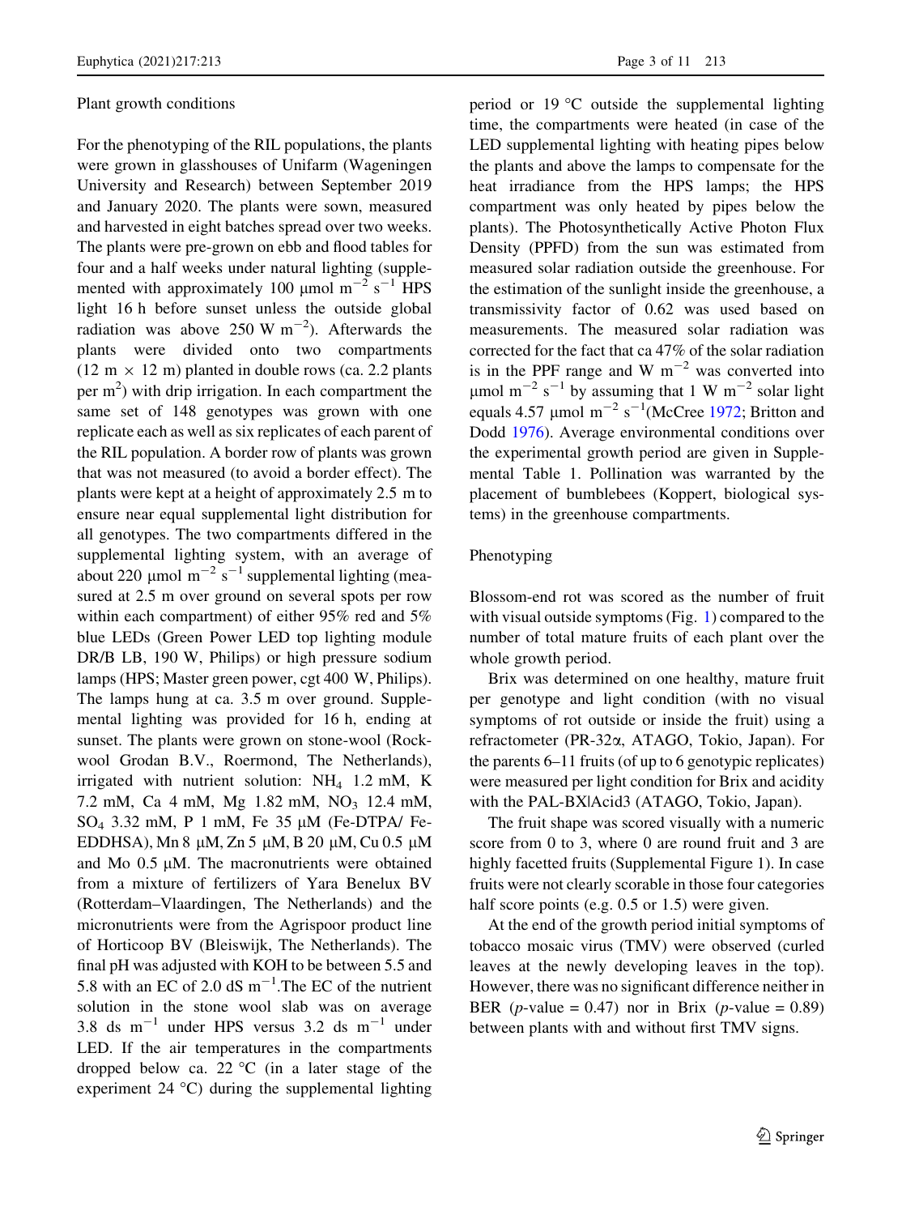## Plant growth conditions

For the phenotyping of the RIL populations, the plants were grown in glasshouses of Unifarm (Wageningen University and Research) between September 2019 and January 2020. The plants were sown, measured and harvested in eight batches spread over two weeks. The plants were pre-grown on ebb and flood tables for four and a half weeks under natural lighting (supplemented with approximately 100 μmol $m^{-2}$ $s^{-1}$ HPS light 16 h before sunset unless the outside global radiation was above 250 W $m^{-2}$). Afterwards the plants were divided onto two compartments (12 m × 12 m) planted in double rows (ca. 2.2 plants per $m^2$) with drip irrigation. In each compartment the same set of 148 genotypes was grown with one replicate each as well as six replicates of each parent of the RIL population. A border row of plants was grown that was not measured (to avoid a border effect). The plants were kept at a height of approximately 2.5 m to ensure near equal supplemental light distribution for all genotypes. The two compartments differed in the supplemental lighting system, with an average of about 220 μmol $m^{-2}$ $s^{-1}$ supplemental lighting (measured at 2.5 m over ground on several spots per row within each compartment) of either 95% red and 5% blue LEDs (Green Power LED top lighting module DR/B LB, 190 W, Philips) or high pressure sodium lamps (HPS; Master green power, cgt 400 W, Philips). The lamps hung at ca. 3.5 m over ground. Supplemental lighting was provided for 16 h, ending at sunset. The plants were grown on stone-wool (Rockwool Grodan B.V., Roermond, The Netherlands), irrigated with nutrient solution: $NH_4$ 1.2 mM, K 7.2 mM, Ca 4 mM, Mg 1.82 mM, $NO_3$ 12.4 mM, $SO_4$ 3.32 mM, P 1 mM, Fe 35 μM (Fe-DTPA/ Fe-EDDHSA), Mn 8 μM, Zn 5 μM, B 20 μM, Cu 0.5 μM and Mo 0.5 μM. The macronutrients were obtained from a mixture of fertilizers of Yara Benelux BV (Rotterdam–Vlaardingen, The Netherlands) and the micronutrients were from the Agrispoor product line of Horticoop BV (Bleiswijk, The Netherlands). The final pH was adjusted with KOH to be between 5.5 and 5.8 with an EC of 2.0 dS $m^{-1}$.The EC of the nutrient solution in the stone wool slab was on average 3.8 ds $m^{-1}$ under HPS versus 3.2 ds $m^{-1}$ under LED. If the air temperatures in the compartments dropped below ca. 22 °C (in a later stage of the experiment 24 °C) during the supplemental lighting period or 19 °C outside the supplemental lighting time, the compartments were heated (in case of the LED supplemental lighting with heating pipes below the plants and above the lamps to compensate for the heat irradiance from the HPS lamps; the HPS compartment was only heated by pipes below the plants). The Photosynthetically Active Photon Flux Density (PPFD) from the sun was estimated from measured solar radiation outside the greenhouse. For the estimation of the sunlight inside the greenhouse, a transmissivity factor of 0.62 was used based on measurements. The measured solar radiation was corrected for the fact that ca 47% of the solar radiation is in the PPF range and W $m^{-2}$ was converted into μmol $m^{-2}$ $s^{-1}$ by assuming that 1 W $m^{-2}$ solar light equals 4.57 μmol $m^{-2}$ $s^{-1}$(McCree 1972; Britton and Dodd 1976). Average environmental conditions over the experimental growth period are given in Supplemental Table 1. Pollination was warranted by the placement of bumblebees (Koppert, biological systems) in the greenhouse compartments.

## Phenotyping

Blossom-end rot was scored as the number of fruit with visual outside symptoms (Fig. 1) compared to the number of total mature fruits of each plant over the whole growth period.

Brix was determined on one healthy, mature fruit per genotype and light condition (with no visual symptoms of rot outside or inside the fruit) using a refractometer (PR-32α, ATAGO, Tokio, Japan). For the parents 6–11 fruits (of up to 6 genotypic replicates) were measured per light condition for Brix and acidity with the PAL-BX|Acid3 (ATAGO, Tokio, Japan).

The fruit shape was scored visually with a numeric score from 0 to 3, where 0 are round fruit and 3 are highly facetted fruits (Supplemental Figure 1). In case fruits were not clearly scorable in those four categories half score points (e.g. 0.5 or 1.5) were given.

At the end of the growth period initial symptoms of tobacco mosaic virus (TMV) were observed (curled leaves at the newly developing leaves in the top). However, there was no significant difference neither in BER ($p$-value = 0.47) nor in Brix ($p$-value = 0.89) between plants with and without first TMV signs.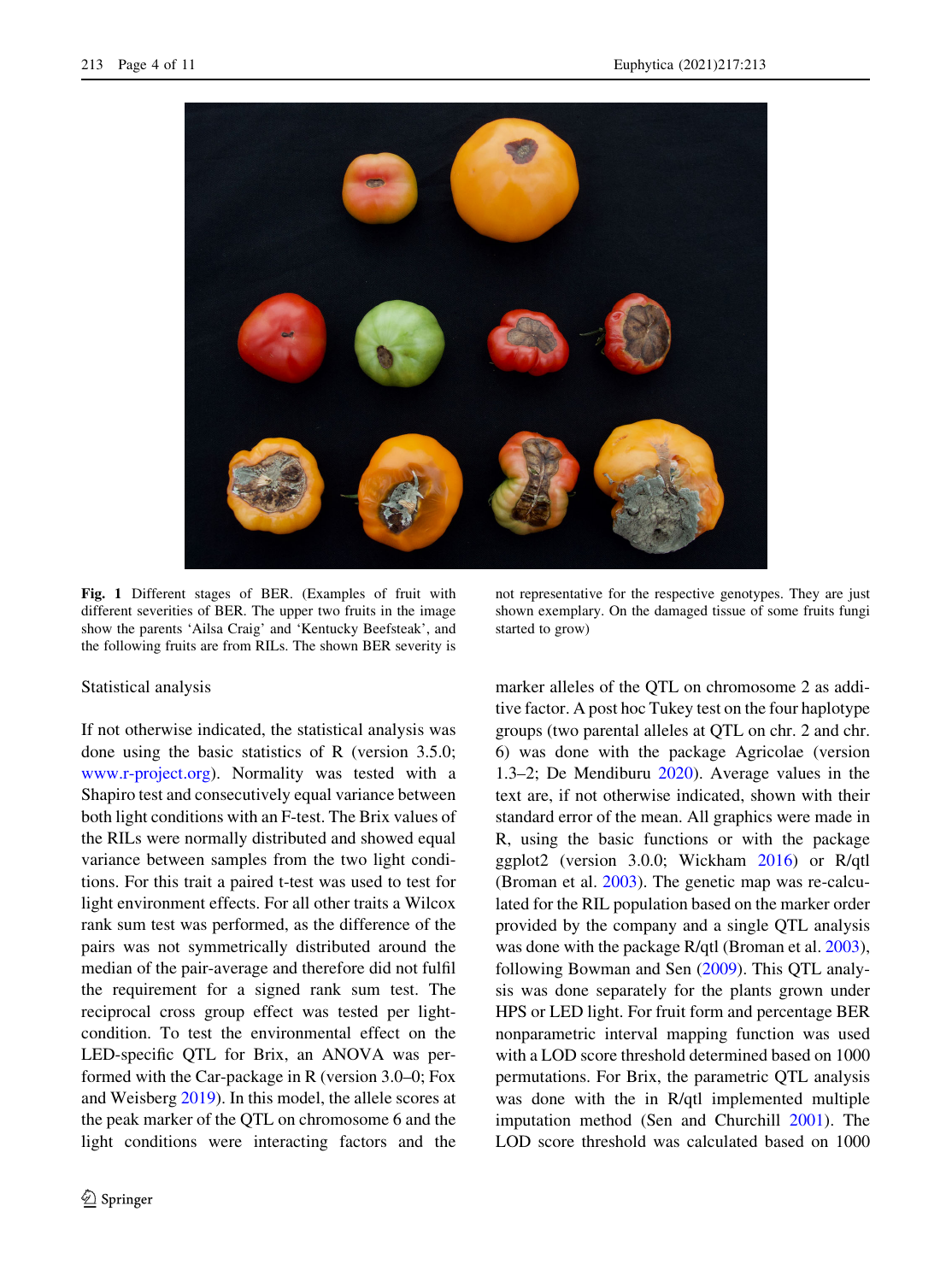**Fig. 1** Different stages of BER. (Examples of fruit with different severities of BER. The upper two fruits in the image show the parents 'Ailsa Craig' and 'Kentucky Beefsteak', and the following fruits are from RILs. The shown BER severity is not representative for the respective genotypes. They are just shown exemplary. On the damaged tissue of some fruits fungi started to grow)

### Statistical analysis

If not otherwise indicated, the statistical analysis was done using the basic statistics of R (version 3.5.0; www.r-project.org). Normality was tested with a Shapiro test and consecutively equal variance between both light conditions with an F-test. The Brix values of the RILs were normally distributed and showed equal variance between samples from the two light conditions. For this trait a paired t-test was used to test for light environment effects. For all other traits a Wilcox rank sum test was performed, as the difference of the pairs was not symmetrically distributed around the median of the pair-average and therefore did not fulfil the requirement for a signed rank sum test. The reciprocal cross group effect was tested per light-condition. To test the environmental effect on the LED-specific QTL for Brix, an ANOVA was performed with the Car-package in R (version 3.0–0; Fox and Weisberg 2019). In this model, the allele scores at the peak marker of the QTL on chromosome 6 and the light conditions were interacting factors and the marker alleles of the QTL on chromosome 2 as additive factor. A post hoc Tukey test on the four haplotype groups (two parental alleles at QTL on chr. 2 and chr. 6) was done with the package Agricolae (version 1.3–2; De Mendiburu 2020). Average values in the text are, if not otherwise indicated, shown with their standard error of the mean. All graphics were made in R, using the basic functions or with the package ggplot2 (version 3.0.0; Wickham 2016) or R/qtl (Broman et al. 2003). The genetic map was re-calculated for the RIL population based on the marker order provided by the company and a single QTL analysis was done with the package R/qtl (Broman et al. 2003), following Bowman and Sen (2009). This QTL analysis was done separately for the plants grown under HPS or LED light. For fruit form and percentage BER nonparametric interval mapping function was used with a LOD score threshold determined based on 1000 permutations. For Brix, the parametric QTL analysis was done with the in R/qtl implemented multiple imputation method (Sen and Churchill 2001). The LOD score threshold was calculated based on 1000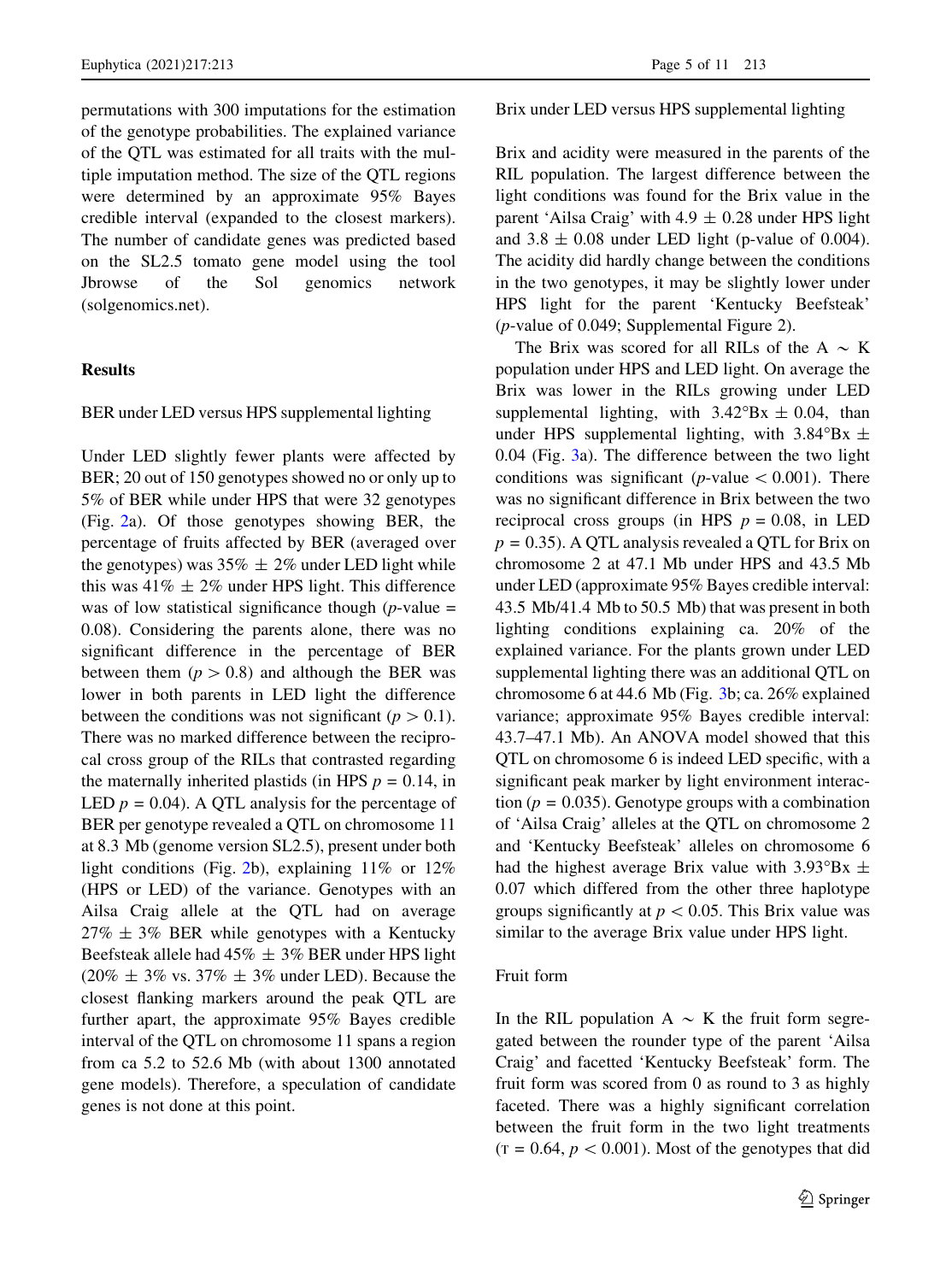permutations with 300 imputations for the estimation of the genotype probabilities. The explained variance of the QTL was estimated for all traits with the multiple imputation method. The size of the QTL regions were determined by an approximate 95% Bayes credible interval (expanded to the closest markers). The number of candidate genes was predicted based on the SL2.5 tomato gene model using the tool Jbrowse of the Sol genomics network (solgenomics.net).

## Results

### BER under LED versus HPS supplemental lighting

Under LED slightly fewer plants were affected by BER; 20 out of 150 genotypes showed no or only up to 5% of BER while under HPS that were 32 genotypes (Fig. 2a). Of those genotypes showing BER, the percentage of fruits affected by BER (averaged over the genotypes) was 35% ± 2% under LED light while this was 41% ± 2% under HPS light. This difference was of low statistical significance though (*p*-value = 0.08). Considering the parents alone, there was no significant difference in the percentage of BER between them ($p > 0.8$) and although the BER was lower in both parents in LED light the difference between the conditions was not significant ($p > 0.1$). There was no marked difference between the reciprocal cross group of the RILs that contrasted regarding the maternally inherited plastids (in HPS $p = 0.14$, in LED $p = 0.04$). A QTL analysis for the percentage of BER per genotype revealed a QTL on chromosome 11 at 8.3 Mb (genome version SL2.5), present under both light conditions (Fig. 2b), explaining 11% or 12% (HPS or LED) of the variance. Genotypes with an Ailsa Craig allele at the QTL had on average 27% ± 3% BER while genotypes with a Kentucky Beefsteak allele had 45% ± 3% BER under HPS light (20% ± 3% vs. 37% ± 3% under LED). Because the closest flanking markers around the peak QTL are further apart, the approximate 95% Bayes credible interval of the QTL on chromosome 11 spans a region from ca 5.2 to 52.6 Mb (with about 1300 annotated gene models). Therefore, a speculation of candidate genes is not done at this point.

### Brix under LED versus HPS supplemental lighting

Brix and acidity were measured in the parents of the RIL population. The largest difference between the light conditions was found for the Brix value in the parent 'Ailsa Craig' with 4.9 ± 0.28 under HPS light and 3.8 ± 0.08 under LED light (p-value of 0.004). The acidity did hardly change between the conditions in the two genotypes, it may be slightly lower under HPS light for the parent 'Kentucky Beefsteak' (*p*-value of 0.049; Supplemental Figure 2).

The Brix was scored for all RILs of the A ~ K population under HPS and LED light. On average the Brix was lower in the RILs growing under LED supplemental lighting, with 3.42°Bx ± 0.04, than under HPS supplemental lighting, with 3.84°Bx ± 0.04 (Fig. 3a). The difference between the two light conditions was significant (*p*-value $< 0.001$). There was no significant difference in Brix between the two reciprocal cross groups (in HPS $p = 0.08$, in LED $p = 0.35$). A QTL analysis revealed a QTL for Brix on chromosome 2 at 47.1 Mb under HPS and 43.5 Mb under LED (approximate 95% Bayes credible interval: 43.5 Mb/41.4 Mb to 50.5 Mb) that was present in both lighting conditions explaining ca. 20% of the explained variance. For the plants grown under LED supplemental lighting there was an additional QTL on chromosome 6 at 44.6 Mb (Fig. 3b; ca. 26% explained variance; approximate 95% Bayes credible interval: 43.7–47.1 Mb). An ANOVA model showed that this QTL on chromosome 6 is indeed LED specific, with a significant peak marker by light environment interaction ($p = 0.035$). Genotype groups with a combination of 'Ailsa Craig' alleles at the QTL on chromosome 2 and 'Kentucky Beefsteak' alleles on chromosome 6 had the highest average Brix value with 3.93°Bx ± 0.07 which differed from the other three haplotype groups significantly at $p < 0.05$. This Brix value was similar to the average Brix value under HPS light.

### Fruit form

In the RIL population A ~ K the fruit form segregated between the rounder type of the parent 'Ailsa Craig' and facetted 'Kentucky Beefsteak' form. The fruit form was scored from 0 as round to 3 as highly faceted. There was a highly significant correlation between the fruit form in the two light treatments ($\tau = 0.64$, $p < 0.001$). Most of the genotypes that did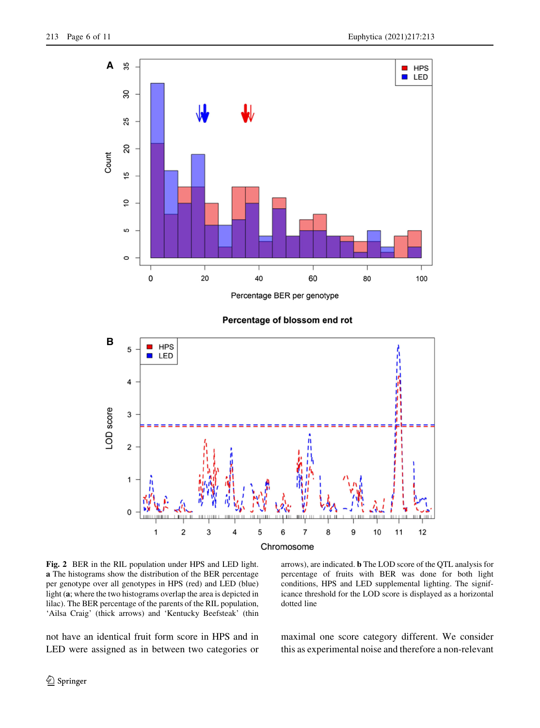**Fig. 2** BER in the RIL population under HPS and LED light. **a** The histograms show the distribution of the BER percentage per genotype over all genotypes in HPS (red) and LED (blue) light (**a**; where the two histograms overlap the area is depicted in lilac). The BER percentage of the parents of the RIL population, 'Ailsa Craig' (thick arrows) and 'Kentucky Beefsteak' (thin arrows), are indicated. **b** The LOD score of the QTL analysis for percentage of fruits with BER was done for both light conditions, HPS and LED supplemental lighting. The significance threshold for the LOD score is displayed as a horizontal dotted line

not have an identical fruit form score in HPS and in LED were assigned as in between two categories or maximal one score category different. We consider this as experimental noise and therefore a non-relevant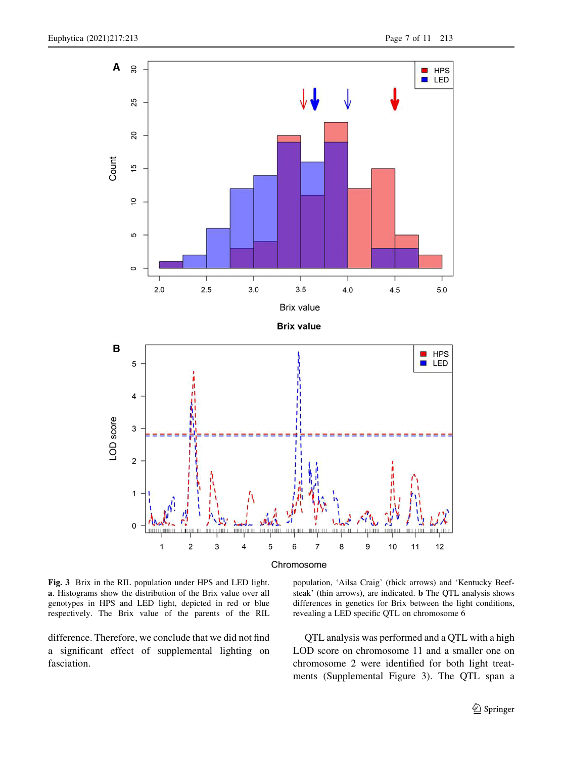**Fig. 3** Brix in the RIL population under HPS and LED light. **a**. Histograms show the distribution of the Brix value over all genotypes in HPS and LED light, depicted in red or blue respectively. The Brix value of the parents of the RIL population, 'Ailsa Craig' (thick arrows) and 'Kentucky Beefsteak' (thin arrows), are indicated. **b** The QTL analysis shows differences in genetics for Brix between the light conditions, revealing a LED specific QTL on chromosome 6

difference. Therefore, we conclude that we did not find a significant effect of supplemental lighting on fasciation.

QTL analysis was performed and a QTL with a high LOD score on chromosome 11 and a smaller one on chromosome 2 were identified for both light treatments (Supplemental Figure 3). The QTL span a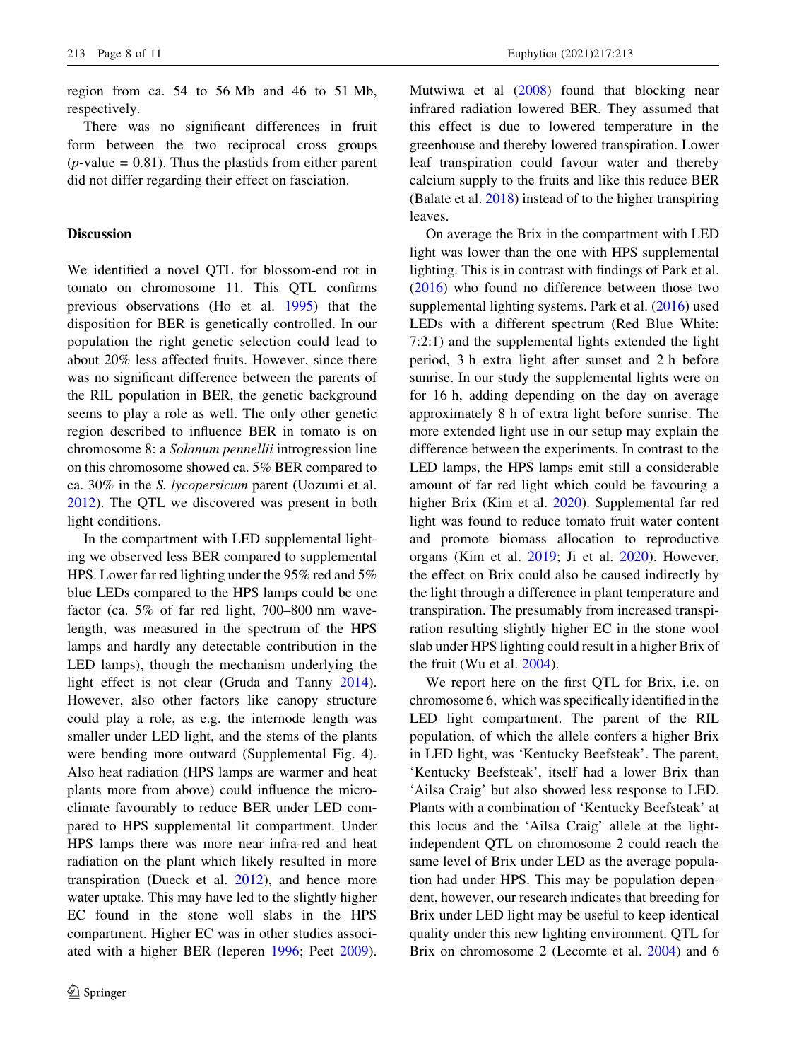region from ca. 54 to 56 Mb and 46 to 51 Mb, respectively.

There was no significant differences in fruit form between the two reciprocal cross groups ($p$-value = 0.81). Thus the plastids from either parent did not differ regarding their effect on fasciation.

## Discussion

We identified a novel QTL for blossom-end rot in tomato on chromosome 11. This QTL confirms previous observations (Ho et al. 1995) that the disposition for BER is genetically controlled. In our population the right genetic selection could lead to about 20% less affected fruits. However, since there was no significant difference between the parents of the RIL population in BER, the genetic background seems to play a role as well. The only other genetic region described to influence BER in tomato is on chromosome 8: a *Solanum pennellii* introgression line on this chromosome showed ca. 5% BER compared to ca. 30% in the *S. lycopersicum* parent (Uozumi et al. 2012). The QTL we discovered was present in both light conditions.

In the compartment with LED supplemental lighting we observed less BER compared to supplemental HPS. Lower far red lighting under the 95% red and 5% blue LEDs compared to the HPS lamps could be one factor (ca. 5% of far red light, 700–800 nm wavelength, was measured in the spectrum of the HPS lamps and hardly any detectable contribution in the LED lamps), though the mechanism underlying the light effect is not clear (Gruda and Tanny 2014). However, also other factors like canopy structure could play a role, as e.g. the internode length was smaller under LED light, and the stems of the plants were bending more outward (Supplemental Fig. 4). Also heat radiation (HPS lamps are warmer and heat plants more from above) could influence the microclimate favourably to reduce BER under LED compared to HPS supplemental lit compartment. Under HPS lamps there was more near infra-red and heat radiation on the plant which likely resulted in more transpiration (Dueck et al. 2012), and hence more water uptake. This may have led to the slightly higher EC found in the stone woll slabs in the HPS compartment. Higher EC was in other studies associated with a higher BER (Ieperen 1996; Peet 2009). Mutwiwa et al (2008) found that blocking near infrared radiation lowered BER. They assumed that this effect is due to lowered temperature in the greenhouse and thereby lowered transpiration. Lower leaf transpiration could favour water and thereby calcium supply to the fruits and like this reduce BER (Balate et al. 2018) instead of to the higher transpiring leaves.

On average the Brix in the compartment with LED light was lower than the one with HPS supplemental lighting. This is in contrast with findings of Park et al. (2016) who found no difference between those two supplemental lighting systems. Park et al. (2016) used LEDs with a different spectrum (Red Blue White: 7:2:1) and the supplemental lights extended the light period, 3 h extra light after sunset and 2 h before sunrise. In our study the supplemental lights were on for 16 h, adding depending on the day on average approximately 8 h of extra light before sunrise. The more extended light use in our setup may explain the difference between the experiments. In contrast to the LED lamps, the HPS lamps emit still a considerable amount of far red light which could be favouring a higher Brix (Kim et al. 2020). Supplemental far red light was found to reduce tomato fruit water content and promote biomass allocation to reproductive organs (Kim et al. 2019; Ji et al. 2020). However, the effect on Brix could also be caused indirectly by the light through a difference in plant temperature and transpiration. The presumably from increased transpiration resulting slightly higher EC in the stone wool slab under HPS lighting could result in a higher Brix of the fruit (Wu et al. 2004).

We report here on the first QTL for Brix, i.e. on chromosome 6, which was specifically identified in the LED light compartment. The parent of the RIL population, of which the allele confers a higher Brix in LED light, was 'Kentucky Beefsteak'. The parent, 'Kentucky Beefsteak', itself had a lower Brix than 'Ailsa Craig' but also showed less response to LED. Plants with a combination of 'Kentucky Beefsteak' at this locus and the 'Ailsa Craig' allele at the light-independent QTL on chromosome 2 could reach the same level of Brix under LED as the average population had under HPS. This may be population dependent, however, our research indicates that breeding for Brix under LED light may be useful to keep identical quality under this new lighting environment. QTL for Brix on chromosome 2 (Lecomte et al. 2004) and 6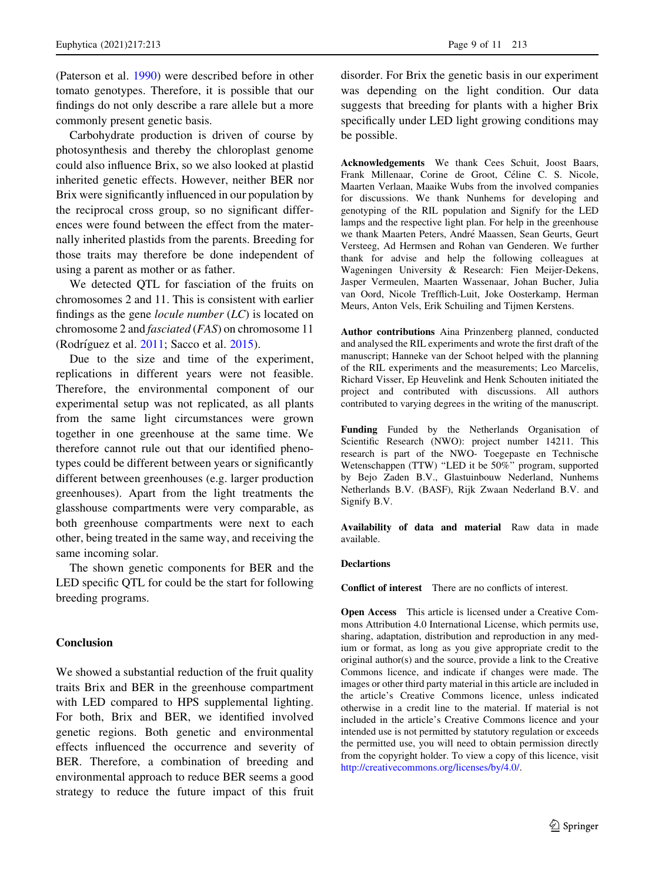(Paterson et al. 1990) were described before in other tomato genotypes. Therefore, it is possible that our findings do not only describe a rare allele but a more commonly present genetic basis.

Carbohydrate production is driven of course by photosynthesis and thereby the chloroplast genome could also influence Brix, so we also looked at plastid inherited genetic effects. However, neither BER nor Brix were significantly influenced in our population by the reciprocal cross group, so no significant differences were found between the effect from the maternally inherited plastids from the parents. Breeding for those traits may therefore be done independent of using a parent as mother or as father.

We detected QTL for fasciation of the fruits on chromosomes 2 and 11. This is consistent with earlier findings as the gene *locule number* (*LC*) is located on chromosome 2 and *fasciated* (*FAS*) on chromosome 11 (Rodríguez et al. 2011; Sacco et al. 2015).

Due to the size and time of the experiment, replications in different years were not feasible. Therefore, the environmental component of our experimental setup was not replicated, as all plants from the same light circumstances were grown together in one greenhouse at the same time. We therefore cannot rule out that our identified phenotypes could be different between years or significantly different between greenhouses (e.g. larger production greenhouses). Apart from the light treatments the glasshouse compartments were very comparable, as both greenhouse compartments were next to each other, being treated in the same way, and receiving the same incoming solar.

The shown genetic components for BER and the LED specific QTL for could be the start for following breeding programs.

## Conclusion

We showed a substantial reduction of the fruit quality traits Brix and BER in the greenhouse compartment with LED compared to HPS supplemental lighting. For both, Brix and BER, we identified involved genetic regions. Both genetic and environmental effects influenced the occurrence and severity of BER. Therefore, a combination of breeding and environmental approach to reduce BER seems a good strategy to reduce the future impact of this fruit disorder. For Brix the genetic basis in our experiment was depending on the light condition. Our data suggests that breeding for plants with a higher Brix specifically under LED light growing conditions may be possible.

**Acknowledgements** We thank Cees Schuit, Joost Baars, Frank Millenaar, Corine de Groot, Céline C. S. Nicole, Maarten Verlaan, Maaike Wubs from the involved companies for discussions. We thank Nunhems for developing and genotyping of the RIL population and Signify for the LED lamps and the respective light plan. For help in the greenhouse we thank Maarten Peters, André Maassen, Sean Geurts, Geurt Versteeg, Ad Hermsen and Rohan van Genderen. We further thank for advise and help the following colleagues at Wageningen University & Research: Fien Meijer-Dekens, Jasper Vermeulen, Maarten Wassenaar, Johan Bucher, Julia van Oord, Nicole Trefflich-Luit, Joke Oosterkamp, Herman Meurs, Anton Vels, Erik Schuiling and Tijmen Kerstens.

**Author contributions** Aina Prinzenberg planned, conducted and analysed the RIL experiments and wrote the first draft of the manuscript; Hanneke van der Schoot helped with the planning of the RIL experiments and the measurements; Leo Marcelis, Richard Visser, Ep Heuvelink and Henk Schouten initiated the project and contributed with discussions. All authors contributed to varying degrees in the writing of the manuscript.

**Funding** Funded by the Netherlands Organisation of Scientific Research (NWO): project number 14211. This research is part of the NWO- Toegepaste en Technische Wetenschappen (TTW) "LED it be 50%" program, supported by Bejo Zaden B.V., Glastuinbouw Nederland, Nunhems Netherlands B.V. (BASF), Rijk Zwaan Nederland B.V. and Signify B.V.

**Availability of data and material** Raw data in made available.

**Declartions**

**Conflict of interest** There are no conflicts of interest.

**Open Access** This article is licensed under a Creative Commons Attribution 4.0 International License, which permits use, sharing, adaptation, distribution and reproduction in any medium or format, as long as you give appropriate credit to the original author(s) and the source, provide a link to the Creative Commons licence, and indicate if changes were made. The images or other third party material in this article are included in the article's Creative Commons licence, unless indicated otherwise in a credit line to the material. If material is not included in the article's Creative Commons licence and your intended use is not permitted by statutory regulation or exceeds the permitted use, you will need to obtain permission directly from the copyright holder. To view a copy of this licence, visit http://creativecommons.org/licenses/by/4.0/.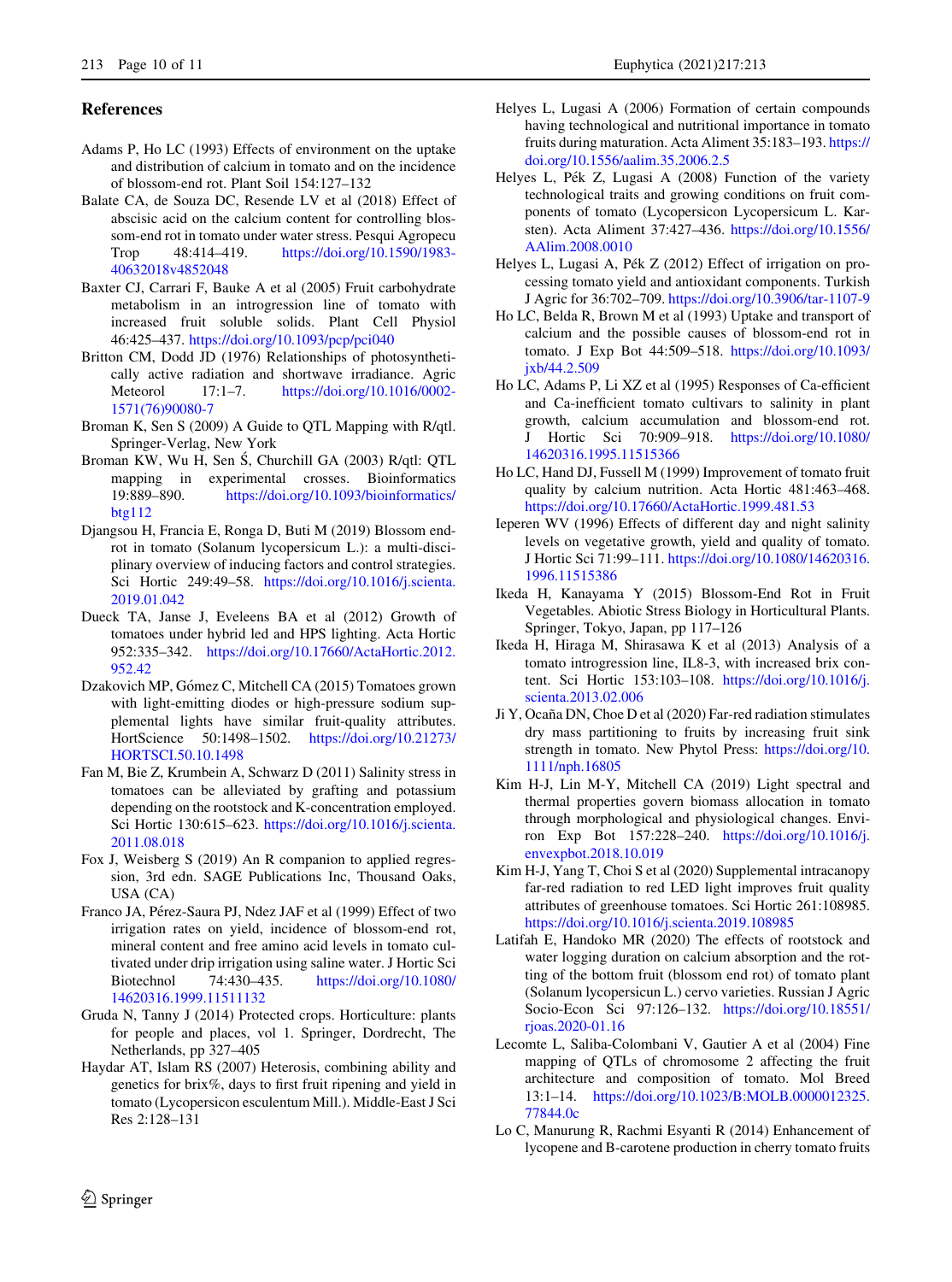## References

Adams P, Ho LC (1993) Effects of environment on the uptake and distribution of calcium in tomato and on the incidence of blossom-end rot. Plant Soil 154:127–132

Balate CA, de Souza DC, Resende LV et al (2018) Effect of abscisic acid on the calcium content for controlling blossom-end rot in tomato under water stress. Pesqui Agropecu Trop 48:414–419. https://doi.org/10.1590/1983-40632018v4852048

Baxter CJ, Carrari F, Bauke A et al (2005) Fruit carbohydrate metabolism in an introgression line of tomato with increased fruit soluble solids. Plant Cell Physiol 46:425–437. https://doi.org/10.1093/pcp/pci040

Britton CM, Dodd JD (1976) Relationships of photosynthetically active radiation and shortwave irradiance. Agric Meteorol 17:1–7. https://doi.org/10.1016/0002-1571(76)90080-7

Broman K, Sen S (2009) A Guide to QTL Mapping with R/qtl. Springer-Verlag, New York

Broman KW, Wu H, Sen Ś, Churchill GA (2003) R/qtl: QTL mapping in experimental crosses. Bioinformatics 19:889–890. https://doi.org/10.1093/bioinformatics/btg112

Djangsou H, Francia E, Ronga D, Buti M (2019) Blossom end-rot in tomato (Solanum lycopersicum L.): a multi-disciplinary overview of inducing factors and control strategies. Sci Hortic 249:49–58. https://doi.org/10.1016/j.scienta.2019.01.042

Dueck TA, Janse J, Eveleens BA et al (2012) Growth of tomatoes under hybrid led and HPS lighting. Acta Hortic 952:335–342. https://doi.org/10.17660/ActaHortic.2012.952.42

Dzakovich MP, Gómez C, Mitchell CA (2015) Tomatoes grown with light-emitting diodes or high-pressure sodium supplemental lights have similar fruit-quality attributes. HortScience 50:1498–1502. https://doi.org/10.21273/HORTSCI.50.10.1498

Fan M, Bie Z, Krumbein A, Schwarz D (2011) Salinity stress in tomatoes can be alleviated by grafting and potassium depending on the rootstock and K-concentration employed. Sci Hortic 130:615–623. https://doi.org/10.1016/j.scienta.2011.08.018

Fox J, Weisberg S (2019) An R companion to applied regression, 3rd edn. SAGE Publications Inc, Thousand Oaks, USA (CA)

Franco JA, Pérez-Saura PJ, Ndez JAF et al (1999) Effect of two irrigation rates on yield, incidence of blossom-end rot, mineral content and free amino acid levels in tomato cultivated under drip irrigation using saline water. J Hortic Sci Biotechnol 74:430–435. https://doi.org/10.1080/14620316.1999.11511132

Gruda N, Tanny J (2014) Protected crops. Horticulture: plants for people and places, vol 1. Springer, Dordrecht, The Netherlands, pp 327–405

Haydar AT, Islam RS (2007) Heterosis, combining ability and genetics for brix%, days to first fruit ripening and yield in tomato (Lycopersicon esculentum Mill.). Middle-East J Sci Res 2:128–131

Helyes L, Lugasi A (2006) Formation of certain compounds having technological and nutritional importance in tomato fruits during maturation. Acta Aliment 35:183–193. https://doi.org/10.1556/aalim.35.2006.2.5

Helyes L, Pék Z, Lugasi A (2008) Function of the variety technological traits and growing conditions on fruit components of tomato (Lycopersicon Lycopersicum L. Karsten). Acta Aliment 37:427–436. https://doi.org/10.1556/AAlim.2008.0010

Helyes L, Lugasi A, Pék Z (2012) Effect of irrigation on processing tomato yield and antioxidant components. Turkish J Agric for 36:702–709. https://doi.org/10.3906/tar-1107-9

Ho LC, Belda R, Brown M et al (1993) Uptake and transport of calcium and the possible causes of blossom-end rot in tomato. J Exp Bot 44:509–518. https://doi.org/10.1093/jxb/44.2.509

Ho LC, Adams P, Li XZ et al (1995) Responses of Ca-efficient and Ca-inefficient tomato cultivars to salinity in plant growth, calcium accumulation and blossom-end rot. J Hortic Sci 70:909–918. https://doi.org/10.1080/14620316.1995.11515366

Ho LC, Hand DJ, Fussell M (1999) Improvement of tomato fruit quality by calcium nutrition. Acta Hortic 481:463–468. https://doi.org/10.17660/ActaHortic.1999.481.53

Ieperen WV (1996) Effects of different day and night salinity levels on vegetative growth, yield and quality of tomato. J Hortic Sci 71:99–111. https://doi.org/10.1080/14620316.1996.11515386

Ikeda H, Kanayama Y (2015) Blossom-End Rot in Fruit Vegetables. Abiotic Stress Biology in Horticultural Plants. Springer, Tokyo, Japan, pp 117–126

Ikeda H, Hiraga M, Shirasawa K et al (2013) Analysis of a tomato introgression line, IL8-3, with increased brix content. Sci Hortic 153:103–108. https://doi.org/10.1016/j.scienta.2013.02.006

Ji Y, Ocaña DN, Choe D et al (2020) Far-red radiation stimulates dry mass partitioning to fruits by increasing fruit sink strength in tomato. New Phytol Press: https://doi.org/10.1111/nph.16805

Kim H-J, Lin M-Y, Mitchell CA (2019) Light spectral and thermal properties govern biomass allocation in tomato through morphological and physiological changes. Environ Exp Bot 157:228–240. https://doi.org/10.1016/j.envexpbot.2018.10.019

Kim H-J, Yang T, Choi S et al (2020) Supplemental intracanopy far-red radiation to red LED light improves fruit quality attributes of greenhouse tomatoes. Sci Hortic 261:108985. https://doi.org/10.1016/j.scienta.2019.108985

Latifah E, Handoko MR (2020) The effects of rootstock and water logging duration on calcium absorption and the rotting of the bottom fruit (blossom end rot) of tomato plant (Solanum lycopersicun L.) cervo varieties. Russian J Agric Socio-Econ Sci 97:126–132. https://doi.org/10.18551/rjoas.2020-01.16

Lecomte L, Saliba-Colombani V, Gautier A et al (2004) Fine mapping of QTLs of chromosome 2 affecting the fruit architecture and composition of tomato. Mol Breed 13:1–14. https://doi.org/10.1023/B:MOLB.0000012325.77844.0c

Lo C, Manurung R, Rachmi Esyanti R (2014) Enhancement of lycopene and B-carotene production in cherry tomato fruits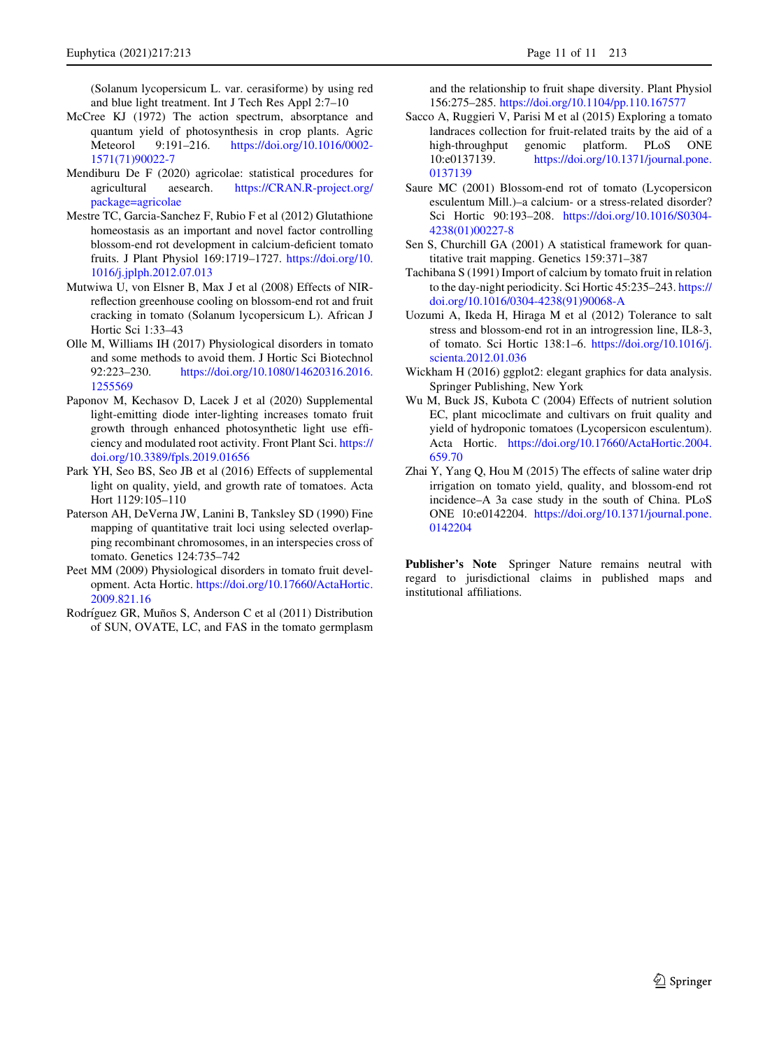(Solanum lycopersicum L. var. cerasiforme) by using red and blue light treatment. Int J Tech Res Appl 2:7–10

McCree KJ (1972) The action spectrum, absorptance and quantum yield of photosynthesis in crop plants. Agric Meteorol 9:191–216. https://doi.org/10.1016/0002-1571(71)90022-7

Mendiburu De F (2020) agricolae: statistical procedures for agricultural aesearch. https://CRAN.R-project.org/package=agricolae

Mestre TC, Garcia-Sanchez F, Rubio F et al (2012) Glutathione homeostasis as an important and novel factor controlling blossom-end rot development in calcium-deficient tomato fruits. J Plant Physiol 169:1719–1727. https://doi.org/10.1016/j.jplph.2012.07.013

Mutwiwa U, von Elsner B, Max J et al (2008) Effects of NIR-reflection greenhouse cooling on blossom-end rot and fruit cracking in tomato (Solanum lycopersicum L). African J Hortic Sci 1:33–43

Olle M, Williams IH (2017) Physiological disorders in tomato and some methods to avoid them. J Hortic Sci Biotechnol 92:223–230. https://doi.org/10.1080/14620316.2016.1255569

Paponov M, Kechasov D, Lacek J et al (2020) Supplemental light-emitting diode inter-lighting increases tomato fruit growth through enhanced photosynthetic light use efficiency and modulated root activity. Front Plant Sci. https://doi.org/10.3389/fpls.2019.01656

Park YH, Seo BS, Seo JB et al (2016) Effects of supplemental light on quality, yield, and growth rate of tomatoes. Acta Hort 1129:105–110

Paterson AH, DeVerna JW, Lanini B, Tanksley SD (1990) Fine mapping of quantitative trait loci using selected overlapping recombinant chromosomes, in an interspecies cross of tomato. Genetics 124:735–742

Peet MM (2009) Physiological disorders in tomato fruit development. Acta Hortic. https://doi.org/10.17660/ActaHortic.2009.821.16

Rodríguez GR, Muños S, Anderson C et al (2011) Distribution of SUN, OVATE, LC, and FAS in the tomato germplasm and the relationship to fruit shape diversity. Plant Physiol 156:275–285. https://doi.org/10.1104/pp.110.167577

Sacco A, Ruggieri V, Parisi M et al (2015) Exploring a tomato landraces collection for fruit-related traits by the aid of a high-throughput genomic platform. PLoS ONE 10:e0137139. https://doi.org/10.1371/journal.pone.0137139

Saure MC (2001) Blossom-end rot of tomato (Lycopersicon esculentum Mill.)–a calcium- or a stress-related disorder? Sci Hortic 90:193–208. https://doi.org/10.1016/S0304-4238(01)00227-8

Sen S, Churchill GA (2001) A statistical framework for quantitative trait mapping. Genetics 159:371–387

Tachibana S (1991) Import of calcium by tomato fruit in relation to the day-night periodicity. Sci Hortic 45:235–243. https://doi.org/10.1016/0304-4238(91)90068-A

Uozumi A, Ikeda H, Hiraga M et al (2012) Tolerance to salt stress and blossom-end rot in an introgression line, IL8-3, of tomato. Sci Hortic 138:1–6. https://doi.org/10.1016/j.scienta.2012.01.036

Wickham H (2016) ggplot2: elegant graphics for data analysis. Springer Publishing, New York

Wu M, Buck JS, Kubota C (2004) Effects of nutrient solution EC, plant micoclimate and cultivars on fruit quality and yield of hydroponic tomatoes (Lycopersicon esculentum). Acta Hortic. https://doi.org/10.17660/ActaHortic.2004.659.70

Zhai Y, Yang Q, Hou M (2015) The effects of saline water drip irrigation on tomato yield, quality, and blossom-end rot incidence–A 3a case study in the south of China. PLoS ONE 10:e0142204. https://doi.org/10.1371/journal.pone.0142204

**Publisher's Note** Springer Nature remains neutral with regard to jurisdictional claims in published maps and institutional affiliations.